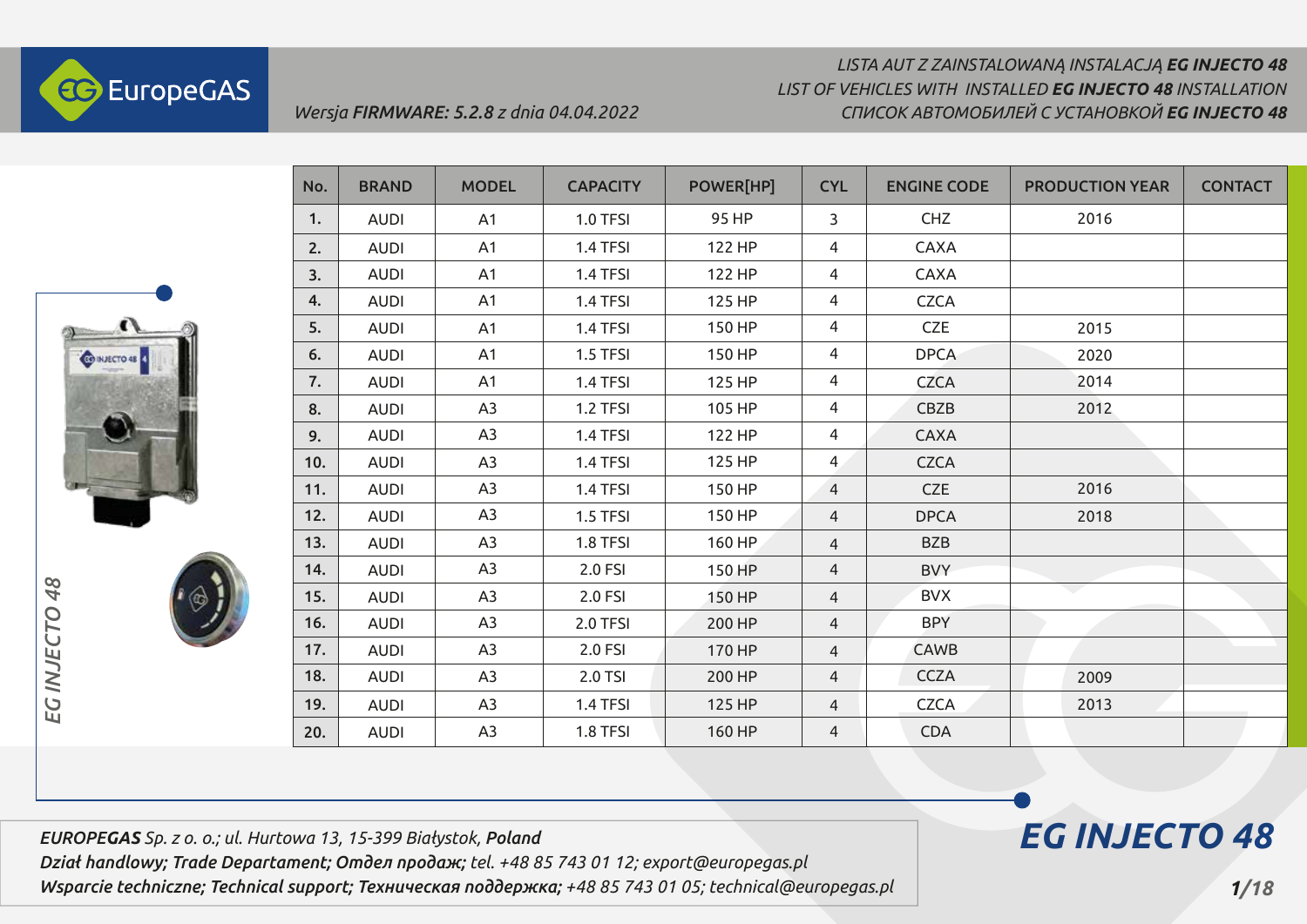EuropeGAS

*Wersja **FIRMWARE: 5.2.8** z dnia 04.04.2022*

*LISTA AUT Z ZAINSTALOWANĄ INSTALACJĄ **EG INJECTO 48***
*LIST OF VEHICLES WITH INSTALLED **EG INJECTO 48** INSTALLATION*
*СПИСОК АВТОМОБИЛЕЙ С УСТАНОВКОЙ **EG INJECTO 48***

| No. | BRAND | MODEL | CAPACITY | POWER[HP] | CYL | ENGINE CODE | PRODUCTION YEAR | CONTACT |
|---|---|---|---|---|---|---|---|---|
| 1. | AUDI | A1 | 1.0 TFSI | 95 HP | 3 | CHZ | 2016 | |
| 2. | AUDI | A1 | 1.4 TFSI | 122 HP | 4 | CAXA | | |
| 3. | AUDI | A1 | 1.4 TFSI | 122 HP | 4 | CAXA | | |
| 4. | AUDI | A1 | 1.4 TFSI | 125 HP | 4 | CZCA | | |
| 5. | AUDI | A1 | 1.4 TFSI | 150 HP | 4 | CZE | 2015 | |
| 6. | AUDI | A1 | 1.5 TFSI | 150 HP | 4 | DPCA | 2020 | |
| 7. | AUDI | A1 | 1.4 TFSI | 125 HP | 4 | CZCA | 2014 | |
| 8. | AUDI | A3 | 1.2 TFSI | 105 HP | 4 | CBZB | 2012 | |
| 9. | AUDI | A3 | 1.4 TFSI | 122 HP | 4 | CAXA | | |
| 10. | AUDI | A3 | 1.4 TFSI | 125 HP | 4 | CZCA | | |
| 11. | AUDI | A3 | 1.4 TFSI | 150 HP | 4 | CZE | 2016 | |
| 12. | AUDI | A3 | 1.5 TFSI | 150 HP | 4 | DPCA | 2018 | |
| 13. | AUDI | A3 | 1.8 TFSI | 160 HP | 4 | BZB | | |
| 14. | AUDI | A3 | 2.0 FSI | 150 HP | 4 | BVY | | |
| 15. | AUDI | A3 | 2.0 FSI | 150 HP | 4 | BVX | | |
| 16. | AUDI | A3 | 2.0 TFSI | 200 HP | 4 | BPY | | |
| 17. | AUDI | A3 | 2.0 FSI | 170 HP | 4 | CAWB | | |
| 18. | AUDI | A3 | 2.0 TSI | 200 HP | 4 | CCZA | 2009 | |
| 19. | AUDI | A3 | 1.4 TFSI | 125 HP | 4 | CZCA | 2013 | |
| 20. | AUDI | A3 | 1.8 TFSI | 160 HP | 4 | CDA | | |

*EG INJECTO 48*

***EUROPEGAS** Sp. z o. o.; ul. Hurtowa 13, 15-399 Białystok, **Poland***
***Dział handlowy; Trade Departament; Отдел продаж;** tel. +48 85 743 01 12; export@europegas.pl*
***Wsparcie techniczne; Technical support; Техническая поддержка;** +48 85 743 01 05; technical@europegas.pl*

***EG INJECTO 48***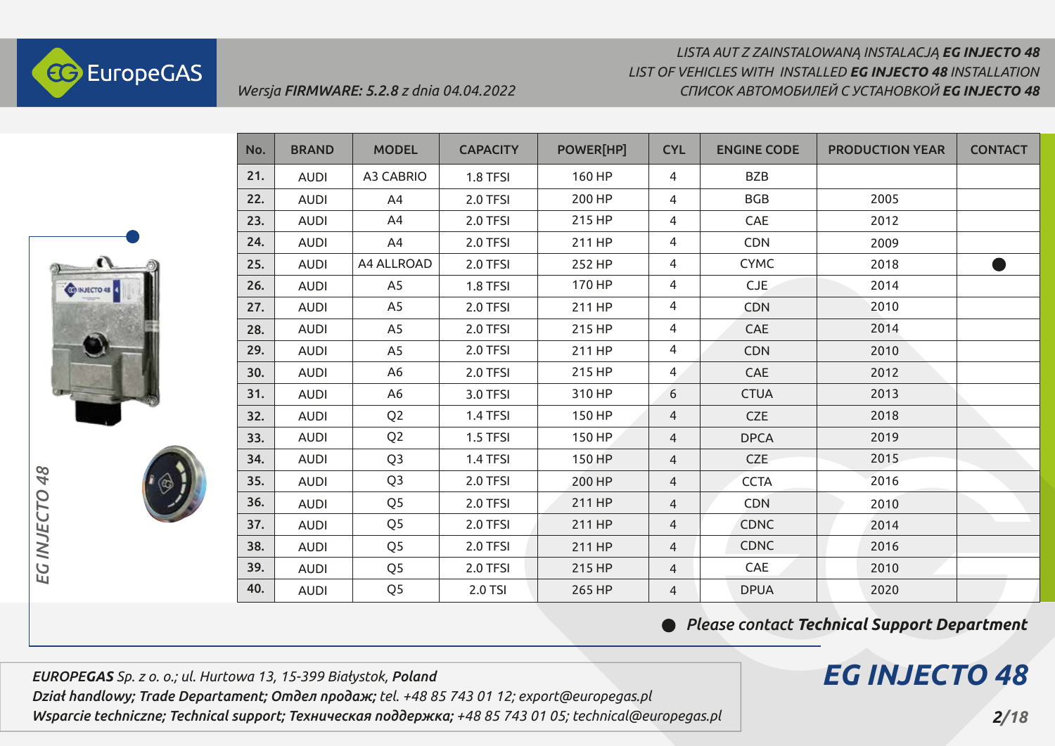*Wersja **FIRMWARE: 5.2.8** z dnia 04.04.2022*

*LISTA AUT Z ZAINSTALOWANĄ INSTALACJĄ **EG INJECTO 48***
*LIST OF VEHICLES WITH INSTALLED **EG INJECTO 48** INSTALLATION*
*СПИСОК АВТОМОБИЛЕЙ С УСТАНОВКОЙ **EG INJECTO 48***

| No. | BRAND | MODEL | CAPACITY | POWER[HP] | CYL | ENGINE CODE | PRODUCTION YEAR | CONTACT |
|---|---|---|---|---|---|---|---|---|
| 21. | AUDI | A3 CABRIO | 1.8 TFSI | 160 HP | 4 | BZB | | |
| 22. | AUDI | A4 | 2.0 TFSI | 200 HP | 4 | BGB | 2005 | |
| 23. | AUDI | A4 | 2.0 TFSI | 215 HP | 4 | CAE | 2012 | |
| 24. | AUDI | A4 | 2.0 TFSI | 211 HP | 4 | CDN | 2009 | |
| 25. | AUDI | A4 ALLROAD | 2.0 TFSI | 252 HP | 4 | CYMC | 2018 | ● |
| 26. | AUDI | A5 | 1.8 TFSI | 170 HP | 4 | CJE | 2014 | |
| 27. | AUDI | A5 | 2.0 TFSI | 211 HP | 4 | CDN | 2010 | |
| 28. | AUDI | A5 | 2.0 TFSI | 215 HP | 4 | CAE | 2014 | |
| 29. | AUDI | A5 | 2.0 TFSI | 211 HP | 4 | CDN | 2010 | |
| 30. | AUDI | A6 | 2.0 TFSI | 215 HP | 4 | CAE | 2012 | |
| 31. | AUDI | A6 | 3.0 TFSI | 310 HP | 6 | CTUA | 2013 | |
| 32. | AUDI | Q2 | 1.4 TFSI | 150 HP | 4 | CZE | 2018 | |
| 33. | AUDI | Q2 | 1.5 TFSI | 150 HP | 4 | DPCA | 2019 | |
| 34. | AUDI | Q3 | 1.4 TFSI | 150 HP | 4 | CZE | 2015 | |
| 35. | AUDI | Q3 | 2.0 TFSI | 200 HP | 4 | CCTA | 2016 | |
| 36. | AUDI | Q5 | 2.0 TFSI | 211 HP | 4 | CDN | 2010 | |
| 37. | AUDI | Q5 | 2.0 TFSI | 211 HP | 4 | CDNC | 2014 | |
| 38. | AUDI | Q5 | 2.0 TFSI | 211 HP | 4 | CDNC | 2016 | |
| 39. | AUDI | Q5 | 2.0 TFSI | 215 HP | 4 | CAE | 2010 | |
| 40. | AUDI | Q5 | 2.0 TSI | 265 HP | 4 | DPUA | 2020 | |

● ***Please contact Technical Support Department***

***EUROPEGAS** Sp. z o. o.; ul. Hurtowa 13, 15-399 Białystok, **Poland***
***Dział handlowy; Trade Departament; Отдел продаж;** tel. +48 85 743 01 12; export@europegas.pl*
***Wsparcie techniczne; Technical support; Техническая поддержка;** +48 85 743 01 05; technical@europegas.pl*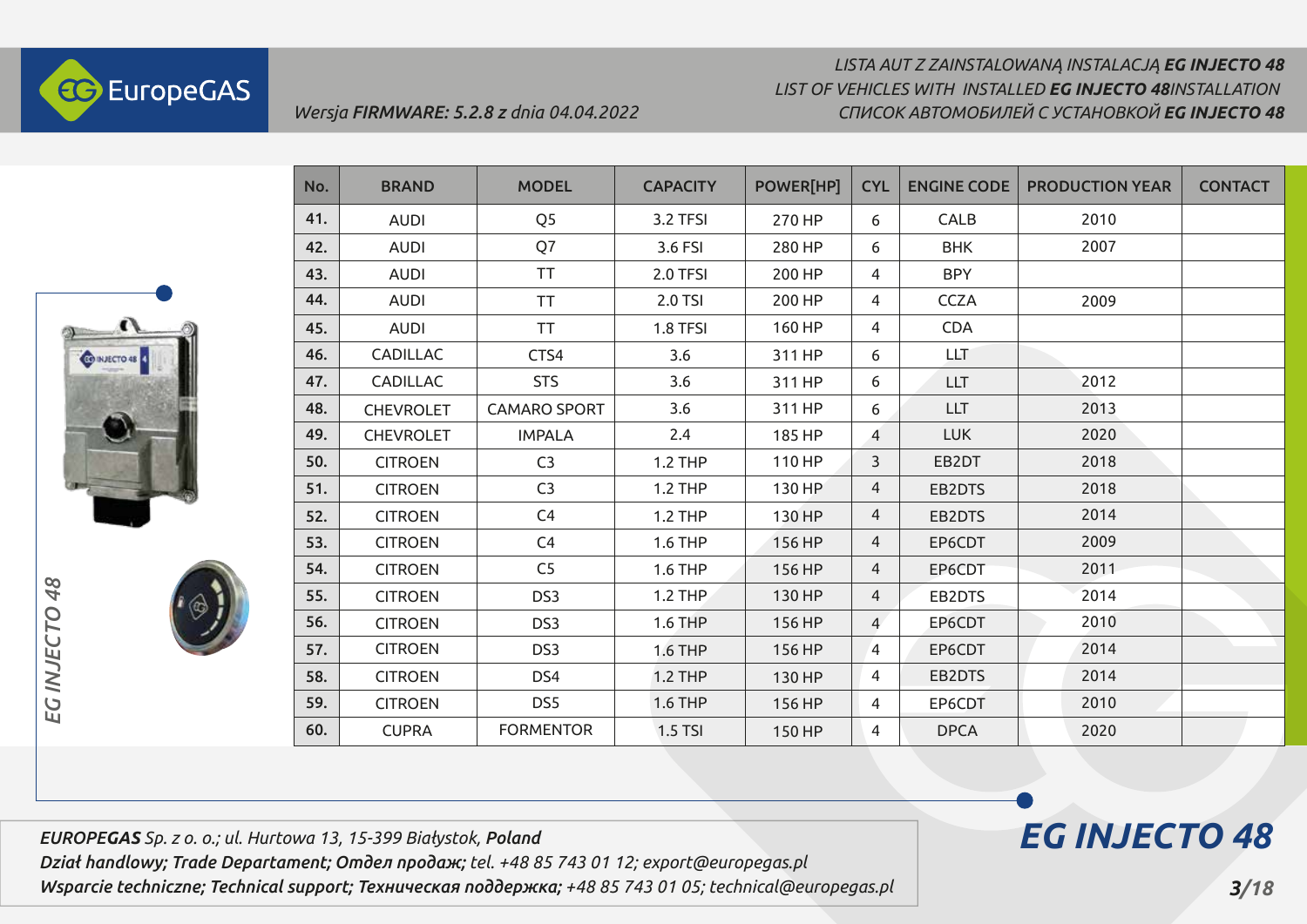Wersja **FIRMWARE: 5.2.8** z dnia 04.04.2022

*LISTA AUT Z ZAINSTALOWANĄ INSTALACJĄ **EG INJECTO 48***
*LIST OF VEHICLES WITH INSTALLED **EG INJECTO 48**INSTALLATION*
*СПИСОК АВТОМОБИЛЕЙ С УСТАНОВКОЙ **EG INJECTO 48***

| No. | BRAND | MODEL | CAPACITY | POWER[HP] | CYL | ENGINE CODE | PRODUCTION YEAR | CONTACT |
|---|---|---|---|---|---|---|---|---|
| 41. | AUDI | Q5 | 3.2 TFSI | 270 HP | 6 | CALB | 2010 | |
| 42. | AUDI | Q7 | 3.6 FSI | 280 HP | 6 | BHK | 2007 | |
| 43. | AUDI | TT | 2.0 TFSI | 200 HP | 4 | BPY | | |
| 44. | AUDI | TT | 2.0 TSI | 200 HP | 4 | CCZA | 2009 | |
| 45. | AUDI | TT | 1.8 TFSI | 160 HP | 4 | CDA | | |
| 46. | CADILLAC | CTS4 | 3.6 | 311 HP | 6 | LLT | | |
| 47. | CADILLAC | STS | 3.6 | 311 HP | 6 | LLT | 2012 | |
| 48. | CHEVROLET | CAMARO SPORT | 3.6 | 311 HP | 6 | LLT | 2013 | |
| 49. | CHEVROLET | IMPALA | 2.4 | 185 HP | 4 | LUK | 2020 | |
| 50. | CITROEN | C3 | 1.2 THP | 110 HP | 3 | EB2DT | 2018 | |
| 51. | CITROEN | C3 | 1.2 THP | 130 HP | 4 | EB2DTS | 2018 | |
| 52. | CITROEN | C4 | 1.2 THP | 130 HP | 4 | EB2DTS | 2014 | |
| 53. | CITROEN | C4 | 1.6 THP | 156 HP | 4 | EP6CDT | 2009 | |
| 54. | CITROEN | C5 | 1.6 THP | 156 HP | 4 | EP6CDT | 2011 | |
| 55. | CITROEN | DS3 | 1.2 THP | 130 HP | 4 | EB2DTS | 2014 | |
| 56. | CITROEN | DS3 | 1.6 THP | 156 HP | 4 | EP6CDT | 2010 | |
| 57. | CITROEN | DS3 | 1.6 THP | 156 HP | 4 | EP6CDT | 2014 | |
| 58. | CITROEN | DS4 | 1.2 THP | 130 HP | 4 | EB2DTS | 2014 | |
| 59. | CITROEN | DS5 | 1.6 THP | 156 HP | 4 | EP6CDT | 2010 | |
| 60. | CUPRA | FORMENTOR | 1.5 TSI | 150 HP | 4 | DPCA | 2020 | |

*EG INJECTO 48*

***EUROPEGAS** Sp. z o. o.; ul. Hurtowa 13, 15-399 Białystok, **Poland***
***Dział handlowy; Trade Departament; Отдел продаж;** tel. +48 85 743 01 12; export@europegas.pl*
***Wsparcie techniczne; Technical support; Техническая поддержка;** +48 85 743 01 05; technical@europegas.pl*

**EG INJECTO 48**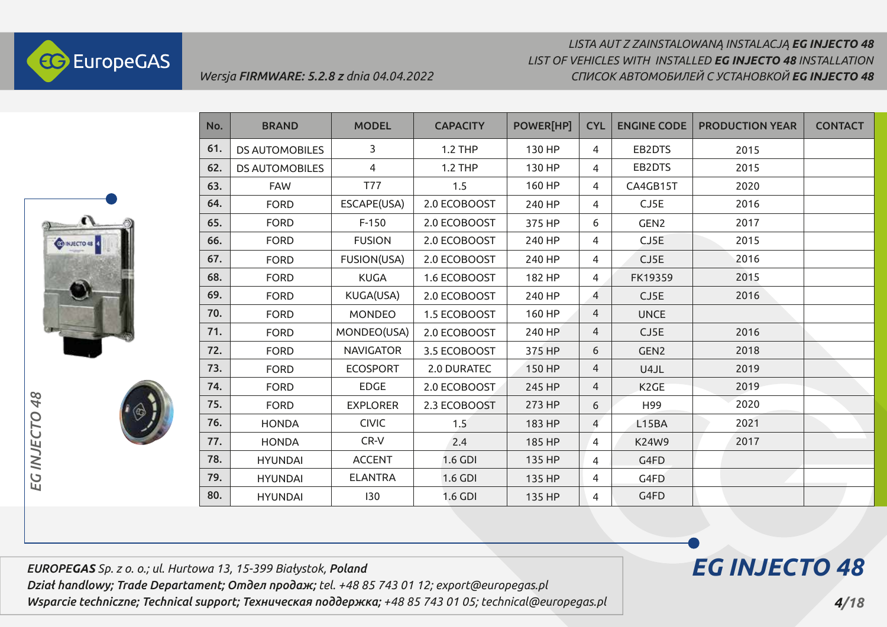LISTA AUT Z ZAINSTALOWANĄ INSTALACJĄ **EG INJECTO 48**
LIST OF VEHICLES WITH INSTALLED **EG INJECTO 48** INSTALLATION
СПИСОК АВТОМОБИЛЕЙ С УСТАНОВКОЙ **EG INJECTO 48**

*Wersja **FIRMWARE: 5.2.8** z dnia 04.04.2022*

| No. | BRAND | MODEL | CAPACITY | POWER[HP] | CYL | ENGINE CODE | PRODUCTION YEAR | CONTACT |
|---|---|---|---|---|---|---|---|---|
| 61. | DS AUTOMOBILES | 3 | 1.2 THP | 130 HP | 4 | EB2DTS | 2015 | |
| 62. | DS AUTOMOBILES | 4 | 1.2 THP | 130 HP | 4 | EB2DTS | 2015 | |
| 63. | FAW | T77 | 1.5 | 160 HP | 4 | CA4GB15T | 2020 | |
| 64. | FORD | ESCAPE(USA) | 2.0 ECOBOOST | 240 HP | 4 | CJ5E | 2016 | |
| 65. | FORD | F-150 | 2.0 ECOBOOST | 375 HP | 6 | GEN2 | 2017 | |
| 66. | FORD | FUSION | 2.0 ECOBOOST | 240 HP | 4 | CJ5E | 2015 | |
| 67. | FORD | FUSION(USA) | 2.0 ECOBOOST | 240 HP | 4 | CJ5E | 2016 | |
| 68. | FORD | KUGA | 1.6 ECOBOOST | 182 HP | 4 | FK19359 | 2015 | |
| 69. | FORD | KUGA(USA) | 2.0 ECOBOOST | 240 HP | 4 | CJ5E | 2016 | |
| 70. | FORD | MONDEO | 1.5 ECOBOOST | 160 HP | 4 | UNCE | | |
| 71. | FORD | MONDEO(USA) | 2.0 ECOBOOST | 240 HP | 4 | CJ5E | 2016 | |
| 72. | FORD | NAVIGATOR | 3.5 ECOBOOST | 375 HP | 6 | GEN2 | 2018 | |
| 73. | FORD | ECOSPORT | 2.0 DURATEC | 150 HP | 4 | U4JL | 2019 | |
| 74. | FORD | EDGE | 2.0 ECOBOOST | 245 HP | 4 | K2GE | 2019 | |
| 75. | FORD | EXPLORER | 2.3 ECOBOOST | 273 HP | 6 | H99 | 2020 | |
| 76. | HONDA | CIVIC | 1.5 | 183 HP | 4 | L15BA | 2021 | |
| 77. | HONDA | CR-V | 2.4 | 185 HP | 4 | K24W9 | 2017 | |
| 78. | HYUNDAI | ACCENT | 1.6 GDI | 135 HP | 4 | G4FD | | |
| 79. | HYUNDAI | ELANTRA | 1.6 GDI | 135 HP | 4 | G4FD | | |
| 80. | HYUNDAI | I30 | 1.6 GDI | 135 HP | 4 | G4FD | | |

*EG INJECTO 48*

***EUROPEGAS** Sp. z o. o.; ul. Hurtowa 13, 15-399 Białystok, **Poland***
***Dział handlowy; Trade Departament; Отдел продаж;** tel. +48 85 743 01 12; export@europegas.pl*
***Wsparcie techniczne; Technical support; Техническая поддержка;** +48 85 743 01 05; technical@europegas.pl*

**EG INJECTO 48**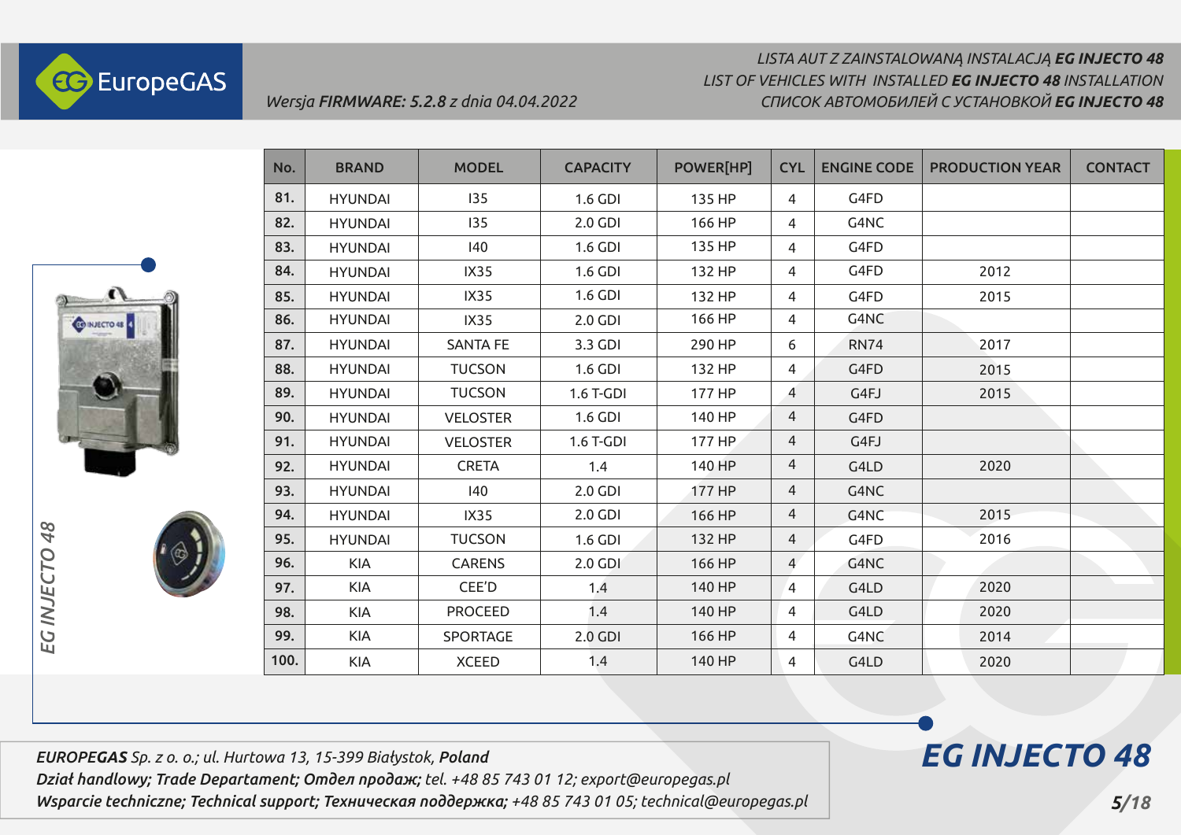| No. | BRAND | MODEL | CAPACITY | POWER[HP] | CYL | ENGINE CODE | PRODUCTION YEAR | CONTACT |
|---|---|---|---|---|---|---|---|---|
| 81. | HYUNDAI | I35 | 1.6 GDI | 135 HP | 4 | G4FD | | |
| 82. | HYUNDAI | I35 | 2.0 GDI | 166 HP | 4 | G4NC | | |
| 83. | HYUNDAI | I40 | 1.6 GDI | 135 HP | 4 | G4FD | | |
| 84. | HYUNDAI | IX35 | 1.6 GDI | 132 HP | 4 | G4FD | 2012 | |
| 85. | HYUNDAI | IX35 | 1.6 GDI | 132 HP | 4 | G4FD | 2015 | |
| 86. | HYUNDAI | IX35 | 2.0 GDI | 166 HP | 4 | G4NC | | |
| 87. | HYUNDAI | SANTA FE | 3.3 GDI | 290 HP | 6 | RN74 | 2017 | |
| 88. | HYUNDAI | TUCSON | 1.6 GDI | 132 HP | 4 | G4FD | 2015 | |
| 89. | HYUNDAI | TUCSON | 1.6 T-GDI | 177 HP | 4 | G4FJ | 2015 | |
| 90. | HYUNDAI | VELOSTER | 1.6 GDI | 140 HP | 4 | G4FD | | |
| 91. | HYUNDAI | VELOSTER | 1.6 T-GDI | 177 HP | 4 | G4FJ | | |
| 92. | HYUNDAI | CRETA | 1.4 | 140 HP | 4 | G4LD | 2020 | |
| 93. | HYUNDAI | I40 | 2.0 GDI | 177 HP | 4 | G4NC | | |
| 94. | HYUNDAI | IX35 | 2.0 GDI | 166 HP | 4 | G4NC | 2015 | |
| 95. | HYUNDAI | TUCSON | 1.6 GDI | 132 HP | 4 | G4FD | 2016 | |
| 96. | KIA | CARENS | 2.0 GDI | 166 HP | 4 | G4NC | | |
| 97. | KIA | CEE'D | 1.4 | 140 HP | 4 | G4LD | 2020 | |
| 98. | KIA | PROCEED | 1.4 | 140 HP | 4 | G4LD | 2020 | |
| 99. | KIA | SPORTAGE | 2.0 GDI | 166 HP | 4 | G4NC | 2014 | |
| 100. | KIA | XCEED | 1.4 | 140 HP | 4 | G4LD | 2020 | |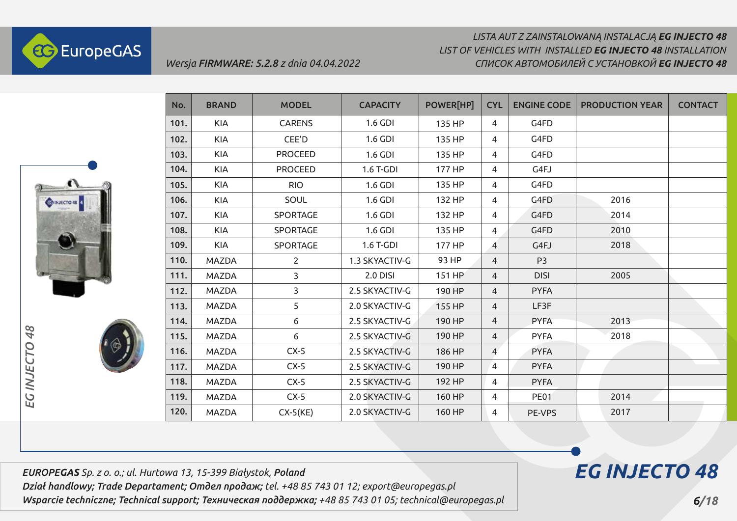Wersja **FIRMWARE: 5.2.8** z dnia 04.04.2022

*LISTA AUT Z ZAINSTALOWANĄ INSTALACJĄ* ***EG INJECTO 48***
*LIST OF VEHICLES WITH INSTALLED* ***EG INJECTO 48*** *INSTALLATION*
*СПИСОК АВТОМОБИЛЕЙ С УСТАНОВКОЙ* ***EG INJECTO 48***

| No. | BRAND | MODEL | CAPACITY | POWER[HP] | CYL | ENGINE CODE | PRODUCTION YEAR | CONTACT |
|---|---|---|---|---|---|---|---|---|
| 101. | KIA | CARENS | 1.6 GDI | 135 HP | 4 | G4FD | | |
| 102. | KIA | CEE'D | 1.6 GDI | 135 HP | 4 | G4FD | | |
| 103. | KIA | PROCEED | 1.6 GDI | 135 HP | 4 | G4FD | | |
| 104. | KIA | PROCEED | 1.6 T-GDI | 177 HP | 4 | G4FJ | | |
| 105. | KIA | RIO | 1.6 GDI | 135 HP | 4 | G4FD | | |
| 106. | KIA | SOUL | 1.6 GDI | 132 HP | 4 | G4FD | 2016 | |
| 107. | KIA | SPORTAGE | 1.6 GDI | 132 HP | 4 | G4FD | 2014 | |
| 108. | KIA | SPORTAGE | 1.6 GDI | 135 HP | 4 | G4FD | 2010 | |
| 109. | KIA | SPORTAGE | 1.6 T-GDI | 177 HP | 4 | G4FJ | 2018 | |
| 110. | MAZDA | 2 | 1.3 SKYACTIV-G | 93 HP | 4 | P3 | | |
| 111. | MAZDA | 3 | 2.0 DISI | 151 HP | 4 | DISI | 2005 | |
| 112. | MAZDA | 3 | 2.5 SKYACTIV-G | 190 HP | 4 | PYFA | | |
| 113. | MAZDA | 5 | 2.0 SKYACTIV-G | 155 HP | 4 | LF3F | | |
| 114. | MAZDA | 6 | 2.5 SKYACTIV-G | 190 HP | 4 | PYFA | 2013 | |
| 115. | MAZDA | 6 | 2.5 SKYACTIV-G | 190 HP | 4 | PYFA | 2018 | |
| 116. | MAZDA | CX-5 | 2.5 SKYACTIV-G | 186 HP | 4 | PYFA | | |
| 117. | MAZDA | CX-5 | 2.5 SKYACTIV-G | 190 HP | 4 | PYFA | | |
| 118. | MAZDA | CX-5 | 2.5 SKYACTIV-G | 192 HP | 4 | PYFA | | |
| 119. | MAZDA | CX-5 | 2.0 SKYACTIV-G | 160 HP | 4 | PE01 | 2014 | |
| 120. | MAZDA | CX-5(KE) | 2.0 SKYACTIV-G | 160 HP | 4 | PE-VPS | 2017 | |

***EUROPEGAS*** *Sp. z o. o.; ul. Hurtowa 13, 15-399 Białystok,* ***Poland***
***Dział handlowy; Trade Departament; Отдел продаж;*** *tel. +48 85 743 01 12; export@europegas.pl*
***Wsparcie techniczne; Technical support; Техническая поддержка;*** *+48 85 743 01 05; technical@europegas.pl*

***EG INJECTO 48***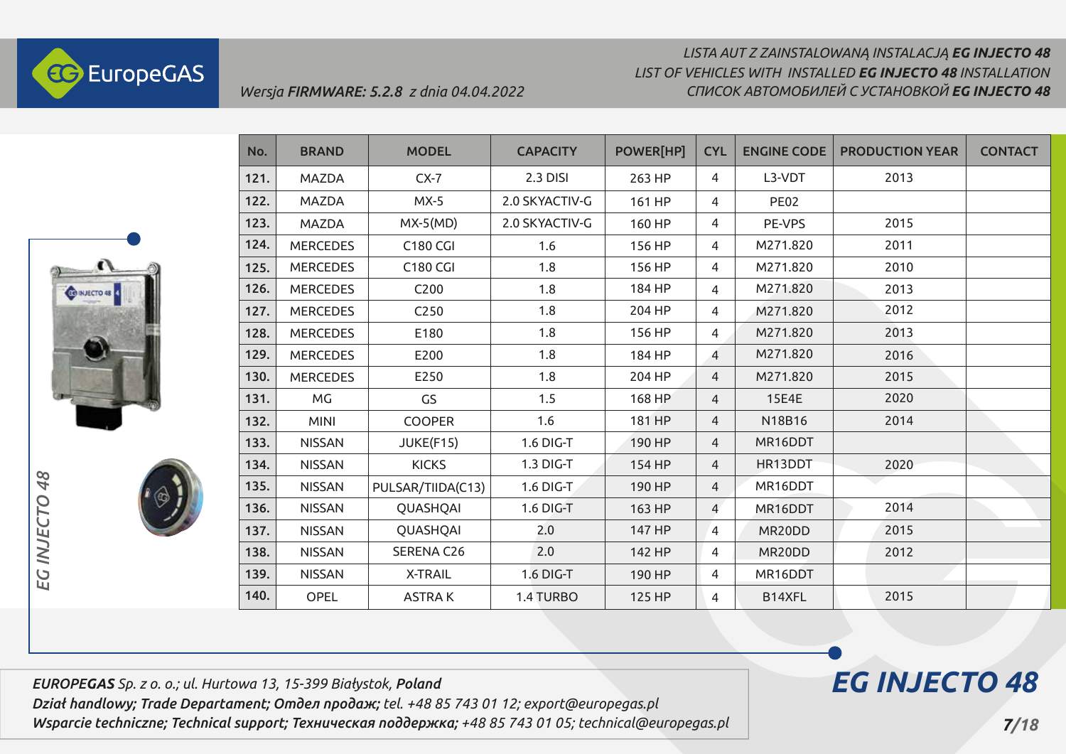LISTA AUT Z ZAINSTALOWANĄ INSTALACJĄ **EG INJECTO 48**
LIST OF VEHICLES WITH INSTALLED **EG INJECTO 48** INSTALLATION
СПИСОК АВТОМОБИЛЕЙ С УСТАНОВКОЙ **EG INJECTO 48**

*Wersja **FIRMWARE: 5.2.8** z dnia 04.04.2022*

| No. | BRAND | MODEL | CAPACITY | POWER[HP] | CYL | ENGINE CODE | PRODUCTION YEAR | CONTACT |
|---|---|---|---|---|---|---|---|---|
| 121. | MAZDA | CX-7 | 2.3 DISI | 263 HP | 4 | L3-VDT | 2013 | |
| 122. | MAZDA | MX-5 | 2.0 SKYACTIV-G | 161 HP | 4 | PE02 | | |
| 123. | MAZDA | MX-5(MD) | 2.0 SKYACTIV-G | 160 HP | 4 | PE-VPS | 2015 | |
| 124. | MERCEDES | C180 CGI | 1.6 | 156 HP | 4 | M271.820 | 2011 | |
| 125. | MERCEDES | C180 CGI | 1.8 | 156 HP | 4 | M271.820 | 2010 | |
| 126. | MERCEDES | C200 | 1.8 | 184 HP | 4 | M271.820 | 2013 | |
| 127. | MERCEDES | C250 | 1.8 | 204 HP | 4 | M271.820 | 2012 | |
| 128. | MERCEDES | E180 | 1.8 | 156 HP | 4 | M271.820 | 2013 | |
| 129. | MERCEDES | E200 | 1.8 | 184 HP | 4 | M271.820 | 2016 | |
| 130. | MERCEDES | E250 | 1.8 | 204 HP | 4 | M271.820 | 2015 | |
| 131. | MG | GS | 1.5 | 168 HP | 4 | 15E4E | 2020 | |
| 132. | MINI | COOPER | 1.6 | 181 HP | 4 | N18B16 | 2014 | |
| 133. | NISSAN | JUKE(F15) | 1.6 DIG-T | 190 HP | 4 | MR16DDT | | |
| 134. | NISSAN | KICKS | 1.3 DIG-T | 154 HP | 4 | HR13DDT | 2020 | |
| 135. | NISSAN | PULSAR/TIIDA(C13) | 1.6 DIG-T | 190 HP | 4 | MR16DDT | | |
| 136. | NISSAN | QUASHQAI | 1.6 DIG-T | 163 HP | 4 | MR16DDT | 2014 | |
| 137. | NISSAN | QUASHQAI | 2.0 | 147 HP | 4 | MR20DD | 2015 | |
| 138. | NISSAN | SERENA C26 | 2.0 | 142 HP | 4 | MR20DD | 2012 | |
| 139. | NISSAN | X-TRAIL | 1.6 DIG-T | 190 HP | 4 | MR16DDT | | |
| 140. | OPEL | ASTRA K | 1.4 TURBO | 125 HP | 4 | B14XFL | 2015 | |

***EUROPEGAS** Sp. z o. o.; ul. Hurtowa 13, 15-399 Białystok, **Poland***
***Dział handlowy; Trade Departament; Отдел продаж;** tel. +48 85 743 01 12; export@europegas.pl*
***Wsparcie techniczne; Technical support; Техническая поддержка;** +48 85 743 01 05; technical@europegas.pl*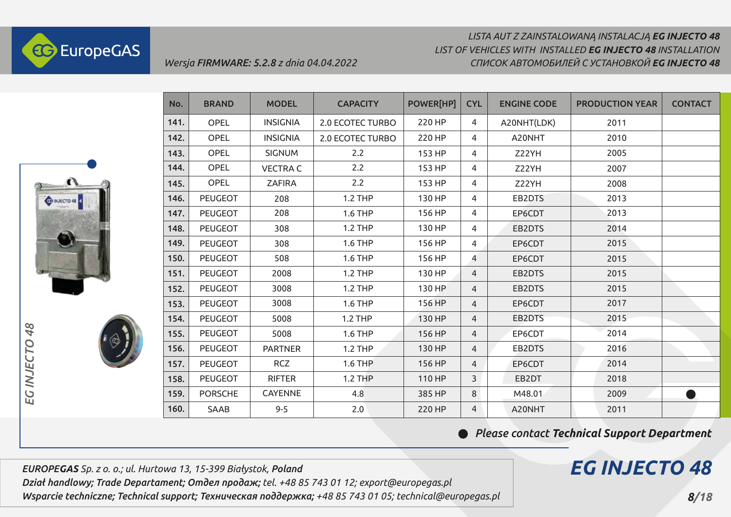Wersja **FIRMWARE: 5.2.8** z dnia 04.04.2022

*LISTA AUT Z ZAINSTALOWANĄ INSTALACJĄ **EG INJECTO 48***
*LIST OF VEHICLES WITH INSTALLED **EG INJECTO 48** INSTALLATION*
*СПИСОК АВТОМОБИЛЕЙ С УСТАНОВКОЙ **EG INJECTO 48***

| No. | BRAND | MODEL | CAPACITY | POWER[HP] | CYL | ENGINE CODE | PRODUCTION YEAR | CONTACT |
|---|---|---|---|---|---|---|---|---|
| 141. | OPEL | INSIGNIA | 2.0 ECOTEC TURBO | 220 HP | 4 | A20NHT(LDK) | 2011 | |
| 142. | OPEL | INSIGNIA | 2.0 ECOTEC TURBO | 220 HP | 4 | A20NHT | 2010 | |
| 143. | OPEL | SIGNUM | 2.2 | 153 HP | 4 | Z22YH | 2005 | |
| 144. | OPEL | VECTRA C | 2.2 | 153 HP | 4 | Z22YH | 2007 | |
| 145. | OPEL | ZAFIRA | 2.2 | 153 HP | 4 | Z22YH | 2008 | |
| 146. | PEUGEOT | 208 | 1.2 THP | 130 HP | 4 | EB2DTS | 2013 | |
| 147. | PEUGEOT | 208 | 1.6 THP | 156 HP | 4 | EP6CDT | 2013 | |
| 148. | PEUGEOT | 308 | 1.2 THP | 130 HP | 4 | EB2DTS | 2014 | |
| 149. | PEUGEOT | 308 | 1.6 THP | 156 HP | 4 | EP6CDT | 2015 | |
| 150. | PEUGEOT | 508 | 1.6 THP | 156 HP | 4 | EP6CDT | 2015 | |
| 151. | PEUGEOT | 2008 | 1.2 THP | 130 HP | 4 | EB2DTS | 2015 | |
| 152. | PEUGEOT | 3008 | 1.2 THP | 130 HP | 4 | EB2DTS | 2015 | |
| 153. | PEUGEOT | 3008 | 1.6 THP | 156 HP | 4 | EP6CDT | 2017 | |
| 154. | PEUGEOT | 5008 | 1.2 THP | 130 HP | 4 | EB2DTS | 2015 | |
| 155. | PEUGEOT | 5008 | 1.6 THP | 156 HP | 4 | EP6CDT | 2014 | |
| 156. | PEUGEOT | PARTNER | 1.2 THP | 130 HP | 4 | EB2DTS | 2016 | |
| 157. | PEUGEOT | RCZ | 1.6 THP | 156 HP | 4 | EP6CDT | 2014 | |
| 158. | PEUGEOT | RIFTER | 1.2 THP | 110 HP | 3 | EB2DT | 2018 | |
| 159. | PORSCHE | CAYENNE | 4.8 | 385 HP | 8 | M48.01 | 2009 | ● |
| 160. | SAAB | 9-5 | 2.0 | 220 HP | 4 | A20NHT | 2011 | |

● *Please contact **Technical Support Department***

***EUROPEGAS** Sp. z o. o.; ul. Hurtowa 13, 15-399 Białystok, **Poland***
***Dział handlowy; Trade Departament; Отдел продаж;** tel. +48 85 743 01 12; export@europegas.pl*
***Wsparcie techniczne; Technical support; Техническая поддержка;** +48 85 743 01 05; technical@europegas.pl*

***EG INJECTO 48***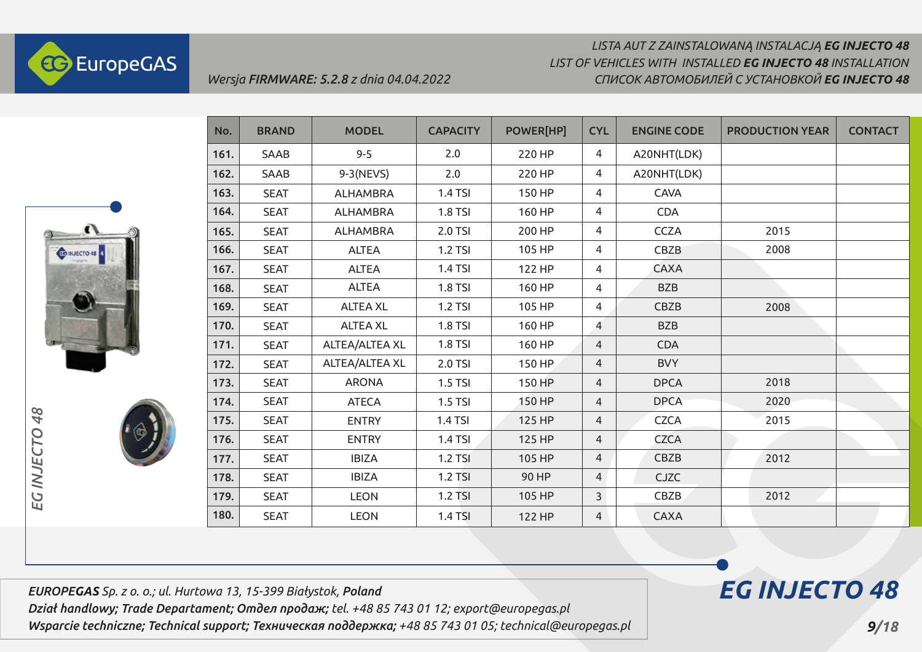Wersja **FIRMWARE: 5.2.8** z dnia 04.04.2022

*LISTA AUT Z ZAINSTALOWANĄ INSTALACJĄ **EG INJECTO 48***
*LIST OF VEHICLES WITH INSTALLED **EG INJECTO 48** INSTALLATION*
*СПИСОК АВТОМОБИЛЕЙ С УСТАНОВКОЙ **EG INJECTO 48***

| No. | BRAND | MODEL | CAPACITY | POWER[HP] | CYL | ENGINE CODE | PRODUCTION YEAR | CONTACT |
|---|---|---|---|---|---|---|---|---|
| 161. | SAAB | 9-5 | 2.0 | 220 HP | 4 | A20NHT(LDK) | | |
| 162. | SAAB | 9-3(NEVS) | 2.0 | 220 HP | 4 | A20NHT(LDK) | | |
| 163. | SEAT | ALHAMBRA | 1.4 TSI | 150 HP | 4 | CAVA | | |
| 164. | SEAT | ALHAMBRA | 1.8 TSI | 160 HP | 4 | CDA | | |
| 165. | SEAT | ALHAMBRA | 2.0 TSI | 200 HP | 4 | CCZA | 2015 | |
| 166. | SEAT | ALTEA | 1.2 TSI | 105 HP | 4 | CBZB | 2008 | |
| 167. | SEAT | ALTEA | 1.4 TSI | 122 HP | 4 | CAXA | | |
| 168. | SEAT | ALTEA | 1.8 TSI | 160 HP | 4 | BZB | | |
| 169. | SEAT | ALTEA XL | 1.2 TSI | 105 HP | 4 | CBZB | 2008 | |
| 170. | SEAT | ALTEA XL | 1.8 TSI | 160 HP | 4 | BZB | | |
| 171. | SEAT | ALTEA/ALTEA XL | 1.8 TSI | 160 HP | 4 | CDA | | |
| 172. | SEAT | ALTEA/ALTEA XL | 2.0 TSI | 150 HP | 4 | BVY | | |
| 173. | SEAT | ARONA | 1.5 TSI | 150 HP | 4 | DPCA | 2018 | |
| 174. | SEAT | ATECA | 1.5 TSI | 150 HP | 4 | DPCA | 2020 | |
| 175. | SEAT | ENTRY | 1.4 TSI | 125 HP | 4 | CZCA | 2015 | |
| 176. | SEAT | ENTRY | 1.4 TSI | 125 HP | 4 | CZCA | | |
| 177. | SEAT | IBIZA | 1.2 TSI | 105 HP | 4 | CBZB | 2012 | |
| 178. | SEAT | IBIZA | 1.2 TSI | 90 HP | 4 | CJZC | | |
| 179. | SEAT | LEON | 1.2 TSI | 105 HP | 3 | CBZB | 2012 | |
| 180. | SEAT | LEON | 1.4 TSI | 122 HP | 4 | CAXA | | |

***EUROPEGAS** Sp. z o. o.; ul. Hurtowa 13, 15-399 Białystok, **Poland***
***Dział handlowy; Trade Departament; Отдел продаж;** tel. +48 85 743 01 12; export@europegas.pl*
***Wsparcie techniczne; Technical support; Техническая поддержка;** +48 85 743 01 05; technical@europegas.pl*

**EG INJECTO 48**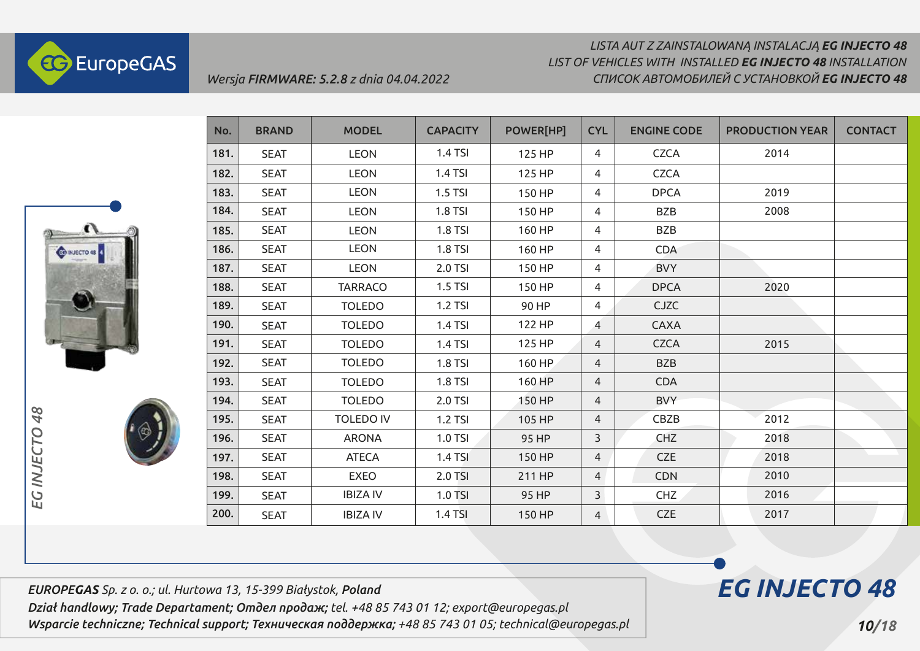*LISTA AUT Z ZAINSTALOWANĄ INSTALACJĄ **EG INJECTO 48***
*LIST OF VEHICLES WITH INSTALLED **EG INJECTO 48** INSTALLATION*
*СПИСОК АВТОМОБИЛЕЙ С УСТАНОВКОЙ **EG INJECTO 48***

*Wersja **FIRMWARE: 5.2.8** z dnia 04.04.2022*

| No. | BRAND | MODEL | CAPACITY | POWER[HP] | CYL | ENGINE CODE | PRODUCTION YEAR | CONTACT |
|---|---|---|---|---|---|---|---|---|
| 181. | SEAT | LEON | 1.4 TSI | 125 HP | 4 | CZCA | 2014 | |
| 182. | SEAT | LEON | 1.4 TSI | 125 HP | 4 | CZCA | | |
| 183. | SEAT | LEON | 1.5 TSI | 150 HP | 4 | DPCA | 2019 | |
| 184. | SEAT | LEON | 1.8 TSI | 150 HP | 4 | BZB | 2008 | |
| 185. | SEAT | LEON | 1.8 TSI | 160 HP | 4 | BZB | | |
| 186. | SEAT | LEON | 1.8 TSI | 160 HP | 4 | CDA | | |
| 187. | SEAT | LEON | 2.0 TSI | 150 HP | 4 | BVY | | |
| 188. | SEAT | TARRACO | 1.5 TSI | 150 HP | 4 | DPCA | 2020 | |
| 189. | SEAT | TOLEDO | 1.2 TSI | 90 HP | 4 | CJZC | | |
| 190. | SEAT | TOLEDO | 1.4 TSI | 122 HP | 4 | CAXA | | |
| 191. | SEAT | TOLEDO | 1.4 TSI | 125 HP | 4 | CZCA | 2015 | |
| 192. | SEAT | TOLEDO | 1.8 TSI | 160 HP | 4 | BZB | | |
| 193. | SEAT | TOLEDO | 1.8 TSI | 160 HP | 4 | CDA | | |
| 194. | SEAT | TOLEDO | 2.0 TSI | 150 HP | 4 | BVY | | |
| 195. | SEAT | TOLEDO IV | 1.2 TSI | 105 HP | 4 | CBZB | 2012 | |
| 196. | SEAT | ARONA | 1.0 TSI | 95 HP | 3 | CHZ | 2018 | |
| 197. | SEAT | ATECA | 1.4 TSI | 150 HP | 4 | CZE | 2018 | |
| 198. | SEAT | EXEO | 2.0 TSI | 211 HP | 4 | CDN | 2010 | |
| 199. | SEAT | IBIZA IV | 1.0 TSI | 95 HP | 3 | CHZ | 2016 | |
| 200. | SEAT | IBIZA IV | 1.4 TSI | 150 HP | 4 | CZE | 2017 | |

***EUROPEGAS** Sp. z o. o.; ul. Hurtowa 13, 15-399 Białystok, **Poland***
***Dział handlowy; Trade Departament; Отдел продаж;** tel. +48 85 743 01 12; export@europegas.pl*
***Wsparcie techniczne; Technical support; Техническая поддержка;** +48 85 743 01 05; technical@europegas.pl*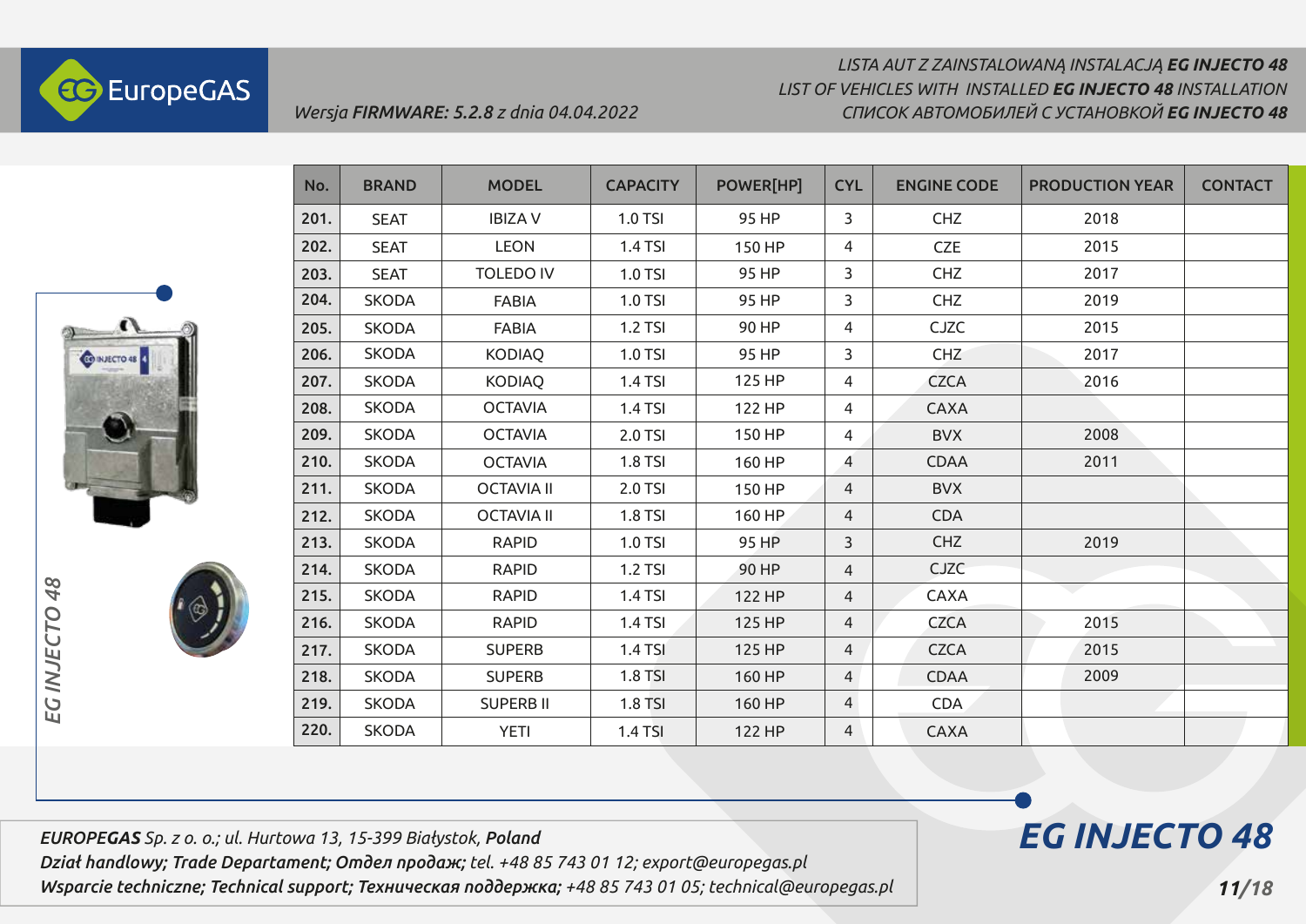LISTA AUT Z ZAINSTALOWANĄ INSTALACJĄ **EG INJECTO 48**
LIST OF VEHICLES WITH INSTALLED **EG INJECTO 48** INSTALLATION
СПИСОК АВТОМОБИЛЕЙ С УСТАНОВКОЙ **EG INJECTO 48**

*Wersja **FIRMWARE: 5.2.8** z dnia 04.04.2022*

| No. | BRAND | MODEL | CAPACITY | POWER[HP] | CYL | ENGINE CODE | PRODUCTION YEAR | CONTACT |
|---|---|---|---|---|---|---|---|---|
| 201. | SEAT | IBIZA V | 1.0 TSI | 95 HP | 3 | CHZ | 2018 | |
| 202. | SEAT | LEON | 1.4 TSI | 150 HP | 4 | CZE | 2015 | |
| 203. | SEAT | TOLEDO IV | 1.0 TSI | 95 HP | 3 | CHZ | 2017 | |
| 204. | SKODA | FABIA | 1.0 TSI | 95 HP | 3 | CHZ | 2019 | |
| 205. | SKODA | FABIA | 1.2 TSI | 90 HP | 4 | CJZC | 2015 | |
| 206. | SKODA | KODIAQ | 1.0 TSI | 95 HP | 3 | CHZ | 2017 | |
| 207. | SKODA | KODIAQ | 1.4 TSI | 125 HP | 4 | CZCA | 2016 | |
| 208. | SKODA | OCTAVIA | 1.4 TSI | 122 HP | 4 | CAXA | | |
| 209. | SKODA | OCTAVIA | 2.0 TSI | 150 HP | 4 | BVX | 2008 | |
| 210. | SKODA | OCTAVIA | 1.8 TSI | 160 HP | 4 | CDAA | 2011 | |
| 211. | SKODA | OCTAVIA II | 2.0 TSI | 150 HP | 4 | BVX | | |
| 212. | SKODA | OCTAVIA II | 1.8 TSI | 160 HP | 4 | CDA | | |
| 213. | SKODA | RAPID | 1.0 TSI | 95 HP | 3 | CHZ | 2019 | |
| 214. | SKODA | RAPID | 1.2 TSI | 90 HP | 4 | CJZC | | |
| 215. | SKODA | RAPID | 1.4 TSI | 122 HP | 4 | CAXA | | |
| 216. | SKODA | RAPID | 1.4 TSI | 125 HP | 4 | CZCA | 2015 | |
| 217. | SKODA | SUPERB | 1.4 TSI | 125 HP | 4 | CZCA | 2015 | |
| 218. | SKODA | SUPERB | 1.8 TSI | 160 HP | 4 | CDAA | 2009 | |
| 219. | SKODA | SUPERB II | 1.8 TSI | 160 HP | 4 | CDA | | |
| 220. | SKODA | YETI | 1.4 TSI | 122 HP | 4 | CAXA | | |

***EUROPEGAS** Sp. z o. o.; ul. Hurtowa 13, 15-399 Białystok, **Poland***
***Dział handlowy; Trade Departament; Отдел продаж;** tel. +48 85 743 01 12; export@europegas.pl*
***Wsparcie techniczne; Technical support; Техническая поддержка;** +48 85 743 01 05; technical@europegas.pl*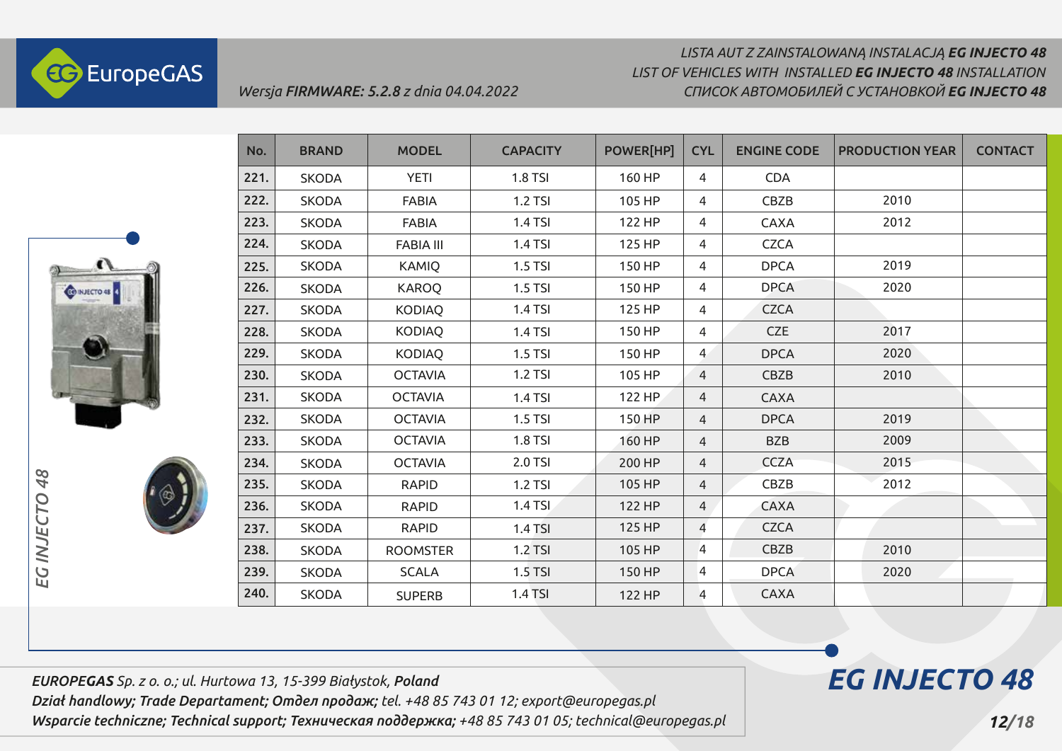LISTA AUT Z ZAINSTALOWANĄ INSTALACJĄ **EG INJECTO 48**
LIST OF VEHICLES WITH INSTALLED **EG INJECTO 48** INSTALLATION
СПИСОК АВТОМОБИЛЕЙ С УСТАНОВКОЙ **EG INJECTO 48**

*Wersja **FIRMWARE: 5.2.8** z dnia 04.04.2022*

| No. | BRAND | MODEL | CAPACITY | POWER[HP] | CYL | ENGINE CODE | PRODUCTION YEAR | CONTACT |
|---|---|---|---|---|---|---|---|---|
| 221. | SKODA | YETI | 1.8 TSI | 160 HP | 4 | CDA | | |
| 222. | SKODA | FABIA | 1.2 TSI | 105 HP | 4 | CBZB | 2010 | |
| 223. | SKODA | FABIA | 1.4 TSI | 122 HP | 4 | CAXA | 2012 | |
| 224. | SKODA | FABIA III | 1.4 TSI | 125 HP | 4 | CZCA | | |
| 225. | SKODA | KAMIQ | 1.5 TSI | 150 HP | 4 | DPCA | 2019 | |
| 226. | SKODA | KAROQ | 1.5 TSI | 150 HP | 4 | DPCA | 2020 | |
| 227. | SKODA | KODIAQ | 1.4 TSI | 125 HP | 4 | CZCA | | |
| 228. | SKODA | KODIAQ | 1.4 TSI | 150 HP | 4 | CZE | 2017 | |
| 229. | SKODA | KODIAQ | 1.5 TSI | 150 HP | 4 | DPCA | 2020 | |
| 230. | SKODA | OCTAVIA | 1.2 TSI | 105 HP | 4 | CBZB | 2010 | |
| 231. | SKODA | OCTAVIA | 1.4 TSI | 122 HP | 4 | CAXA | | |
| 232. | SKODA | OCTAVIA | 1.5 TSI | 150 HP | 4 | DPCA | 2019 | |
| 233. | SKODA | OCTAVIA | 1.8 TSI | 160 HP | 4 | BZB | 2009 | |
| 234. | SKODA | OCTAVIA | 2.0 TSI | 200 HP | 4 | CCZA | 2015 | |
| 235. | SKODA | RAPID | 1.2 TSI | 105 HP | 4 | CBZB | 2012 | |
| 236. | SKODA | RAPID | 1.4 TSI | 122 HP | 4 | CAXA | | |
| 237. | SKODA | RAPID | 1.4 TSI | 125 HP | 4 | CZCA | | |
| 238. | SKODA | ROOMSTER | 1.2 TSI | 105 HP | 4 | CBZB | 2010 | |
| 239. | SKODA | SCALA | 1.5 TSI | 150 HP | 4 | DPCA | 2020 | |
| 240. | SKODA | SUPERB | 1.4 TSI | 122 HP | 4 | CAXA | | |

***EUROPEGAS** Sp. z o. o.; ul. Hurtowa 13, 15-399 Białystok, **Poland***
***Dział handlowy; Trade Departament; Отдел продаж;** tel. +48 85 743 01 12; export@europegas.pl*
***Wsparcie techniczne; Technical support; Техническая поддержка;** +48 85 743 01 05; technical@europegas.pl*

**EG INJECTO 48**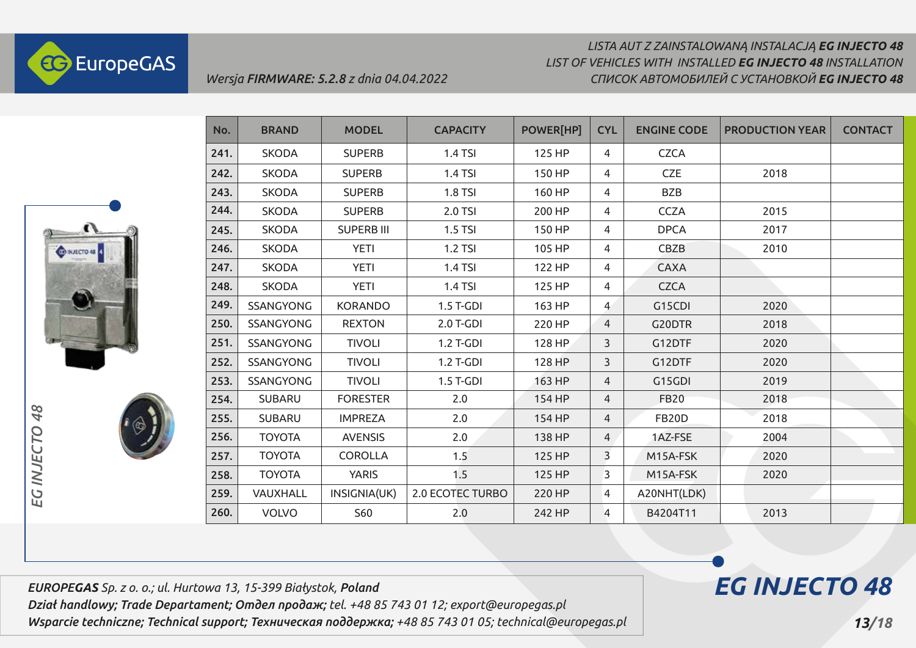LISTA AUT Z ZAINSTALOWANĄ INSTALACJĄ **EG INJECTO 48**
LIST OF VEHICLES WITH INSTALLED **EG INJECTO 48** INSTALLATION
СПИСОК АВТОМОБИЛЕЙ С УСТАНОВКОЙ **EG INJECTO 48**

*Wersja **FIRMWARE: 5.2.8** z dnia 04.04.2022*

| No. | BRAND | MODEL | CAPACITY | POWER[HP] | CYL | ENGINE CODE | PRODUCTION YEAR | CONTACT |
|---|---|---|---|---|---|---|---|---|
| 241. | SKODA | SUPERB | 1.4 TSI | 125 HP | 4 | CZCA | | |
| 242. | SKODA | SUPERB | 1.4 TSI | 150 HP | 4 | CZE | 2018 | |
| 243. | SKODA | SUPERB | 1.8 TSI | 160 HP | 4 | BZB | | |
| 244. | SKODA | SUPERB | 2.0 TSI | 200 HP | 4 | CCZA | 2015 | |
| 245. | SKODA | SUPERB III | 1.5 TSI | 150 HP | 4 | DPCA | 2017 | |
| 246. | SKODA | YETI | 1.2 TSI | 105 HP | 4 | CBZB | 2010 | |
| 247. | SKODA | YETI | 1.4 TSI | 122 HP | 4 | CAXA | | |
| 248. | SKODA | YETI | 1.4 TSI | 125 HP | 4 | CZCA | | |
| 249. | SSANGYONG | KORANDO | 1.5 T-GDI | 163 HP | 4 | G15CDI | 2020 | |
| 250. | SSANGYONG | REXTON | 2.0 T-GDI | 220 HP | 4 | G20DTR | 2018 | |
| 251. | SSANGYONG | TIVOLI | 1.2 T-GDI | 128 HP | 3 | G12DTF | 2020 | |
| 252. | SSANGYONG | TIVOLI | 1.2 T-GDI | 128 HP | 3 | G12DTF | 2020 | |
| 253. | SSANGYONG | TIVOLI | 1.5 T-GDI | 163 HP | 4 | G15GDI | 2019 | |
| 254. | SUBARU | FORESTER | 2.0 | 154 HP | 4 | FB20 | 2018 | |
| 255. | SUBARU | IMPREZA | 2.0 | 154 HP | 4 | FB20D | 2018 | |
| 256. | TOYOTA | AVENSIS | 2.0 | 138 HP | 4 | 1AZ-FSE | 2004 | |
| 257. | TOYOTA | COROLLA | 1.5 | 125 HP | 3 | M15A-FSK | 2020 | |
| 258. | TOYOTA | YARIS | 1.5 | 125 HP | 3 | M15A-FSK | 2020 | |
| 259. | VAUXHALL | INSIGNIA(UK) | 2.0 ECOTEC TURBO | 220 HP | 4 | A20NHT(LDK) | | |
| 260. | VOLVO | S60 | 2.0 | 242 HP | 4 | B4204T11 | 2013 | |

***EUROPEGAS** Sp. z o. o.; ul. Hurtowa 13, 15-399 Białystok, **Poland***
***Dział handlowy; Trade Departament; Отдел продаж;** tel. +48 85 743 01 12; export@europegas.pl*
***Wsparcie techniczne; Technical support; Техническая поддержка;** +48 85 743 01 05; technical@europegas.pl*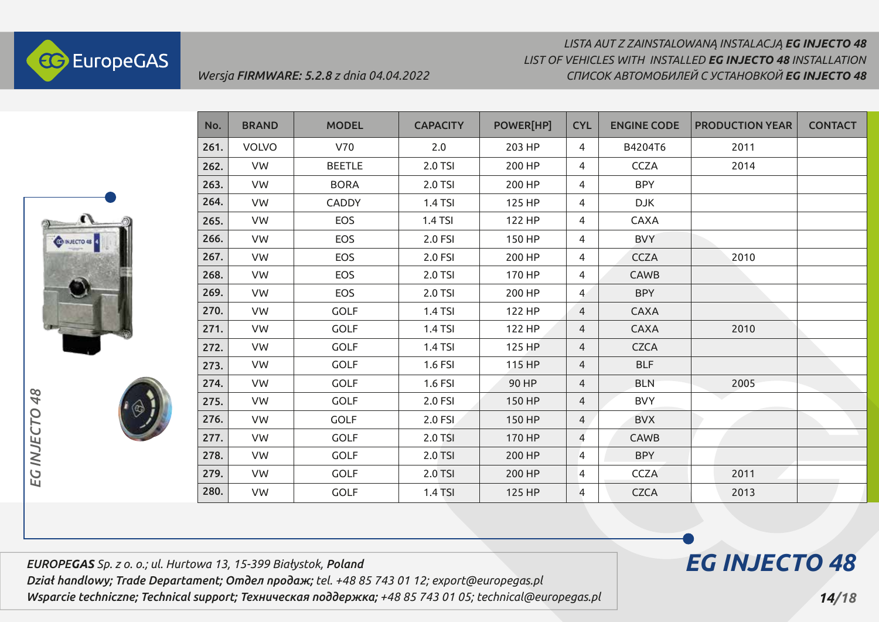LISTA AUT Z ZAINSTALOWANĄ INSTALACJĄ **EG INJECTO 48**
LIST OF VEHICLES WITH INSTALLED **EG INJECTO 48** INSTALLATION
СПИСОК АВТОМОБИЛЕЙ С УСТАНОВКОЙ **EG INJECTO 48**

*Wersja **FIRMWARE: 5.2.8** z dnia 04.04.2022*

| No. | BRAND | MODEL | CAPACITY | POWER[HP] | CYL | ENGINE CODE | PRODUCTION YEAR | CONTACT |
|---|---|---|---|---|---|---|---|---|
| 261. | VOLVO | V70 | 2.0 | 203 HP | 4 | B4204T6 | 2011 | |
| 262. | VW | BEETLE | 2.0 TSI | 200 HP | 4 | CCZA | 2014 | |
| 263. | VW | BORA | 2.0 TSI | 200 HP | 4 | BPY | | |
| 264. | VW | CADDY | 1.4 TSI | 125 HP | 4 | DJK | | |
| 265. | VW | EOS | 1.4 TSI | 122 HP | 4 | CAXA | | |
| 266. | VW | EOS | 2.0 FSI | 150 HP | 4 | BVY | | |
| 267. | VW | EOS | 2.0 FSI | 200 HP | 4 | CCZA | 2010 | |
| 268. | VW | EOS | 2.0 TSI | 170 HP | 4 | CAWB | | |
| 269. | VW | EOS | 2.0 TSI | 200 HP | 4 | BPY | | |
| 270. | VW | GOLF | 1.4 TSI | 122 HP | 4 | CAXA | | |
| 271. | VW | GOLF | 1.4 TSI | 122 HP | 4 | CAXA | 2010 | |
| 272. | VW | GOLF | 1.4 TSI | 125 HP | 4 | CZCA | | |
| 273. | VW | GOLF | 1.6 FSI | 115 HP | 4 | BLF | | |
| 274. | VW | GOLF | 1.6 FSI | 90 HP | 4 | BLN | 2005 | |
| 275. | VW | GOLF | 2.0 FSI | 150 HP | 4 | BVY | | |
| 276. | VW | GOLF | 2.0 FSI | 150 HP | 4 | BVX | | |
| 277. | VW | GOLF | 2.0 TSI | 170 HP | 4 | CAWB | | |
| 278. | VW | GOLF | 2.0 TSI | 200 HP | 4 | BPY | | |
| 279. | VW | GOLF | 2.0 TSI | 200 HP | 4 | CCZA | 2011 | |
| 280. | VW | GOLF | 1.4 TSI | 125 HP | 4 | CZCA | 2013 | |

*EG INJECTO 48*

***EUROPEGAS** Sp. z o. o.; ul. Hurtowa 13, 15-399 Białystok, **Poland***
***Dział handlowy; Trade Departament; Отдел продаж;** tel. +48 85 743 01 12; export@europegas.pl*
***Wsparcie techniczne; Technical support; Техническая поддержка;** +48 85 743 01 05; technical@europegas.pl*

**EG INJECTO 48**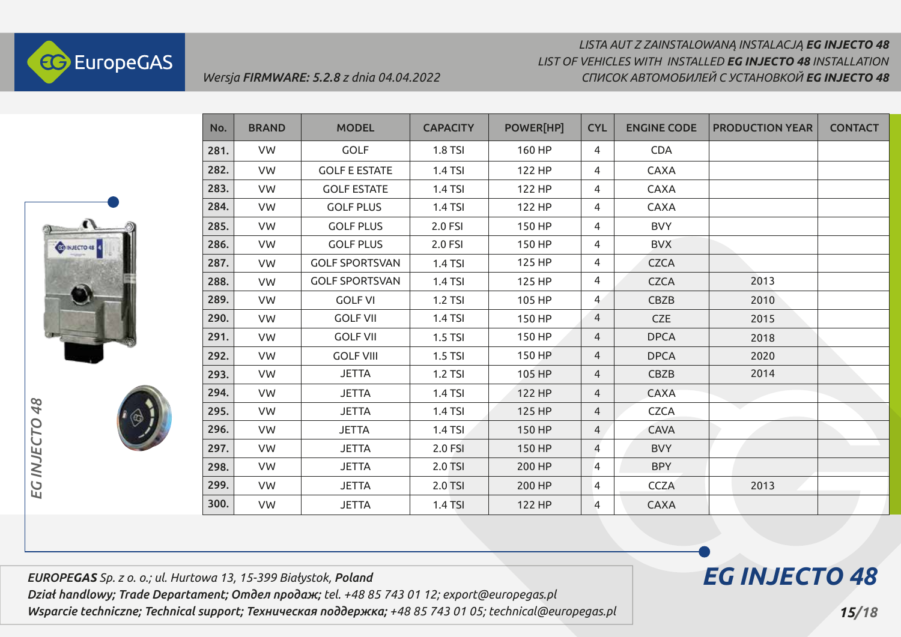LISTA AUT Z ZAINSTALOWANĄ INSTALACJĄ **EG INJECTO 48**
LIST OF VEHICLES WITH INSTALLED **EG INJECTO 48** INSTALLATION
СПИСОК АВТОМОБИЛЕЙ С УСТАНОВКОЙ **EG INJECTO 48**

*Wersja **FIRMWARE: 5.2.8** z dnia 04.04.2022*

| No. | BRAND | MODEL | CAPACITY | POWER[HP] | CYL | ENGINE CODE | PRODUCTION YEAR | CONTACT |
|---|---|---|---|---|---|---|---|---|
| 281. | VW | GOLF | 1.8 TSI | 160 HP | 4 | CDA | | |
| 282. | VW | GOLF E ESTATE | 1.4 TSI | 122 HP | 4 | CAXA | | |
| 283. | VW | GOLF ESTATE | 1.4 TSI | 122 HP | 4 | CAXA | | |
| 284. | VW | GOLF PLUS | 1.4 TSI | 122 HP | 4 | CAXA | | |
| 285. | VW | GOLF PLUS | 2.0 FSI | 150 HP | 4 | BVY | | |
| 286. | VW | GOLF PLUS | 2.0 FSI | 150 HP | 4 | BVX | | |
| 287. | VW | GOLF SPORTSVAN | 1.4 TSI | 125 HP | 4 | CZCA | | |
| 288. | VW | GOLF SPORTSVAN | 1.4 TSI | 125 HP | 4 | CZCA | 2013 | |
| 289. | VW | GOLF VI | 1.2 TSI | 105 HP | 4 | CBZB | 2010 | |
| 290. | VW | GOLF VII | 1.4 TSI | 150 HP | 4 | CZE | 2015 | |
| 291. | VW | GOLF VII | 1.5 TSI | 150 HP | 4 | DPCA | 2018 | |
| 292. | VW | GOLF VIII | 1.5 TSI | 150 HP | 4 | DPCA | 2020 | |
| 293. | VW | JETTA | 1.2 TSI | 105 HP | 4 | CBZB | 2014 | |
| 294. | VW | JETTA | 1.4 TSI | 122 HP | 4 | CAXA | | |
| 295. | VW | JETTA | 1.4 TSI | 125 HP | 4 | CZCA | | |
| 296. | VW | JETTA | 1.4 TSI | 150 HP | 4 | CAVA | | |
| 297. | VW | JETTA | 2.0 FSI | 150 HP | 4 | BVY | | |
| 298. | VW | JETTA | 2.0 TSI | 200 HP | 4 | BPY | | |
| 299. | VW | JETTA | 2.0 TSI | 200 HP | 4 | CCZA | 2013 | |
| 300. | VW | JETTA | 1.4 TSI | 122 HP | 4 | CAXA | | |

*EG INJECTO 48*

***EUROPEGAS** Sp. z o. o.; ul. Hurtowa 13, 15-399 Białystok, **Poland***
***Dział handlowy; Trade Departament; Отдел продаж;** tel. +48 85 743 01 12; export@europegas.pl*
***Wsparcie techniczne; Technical support; Техническая поддержка;** +48 85 743 01 05; technical@europegas.pl*

**EG INJECTO 48**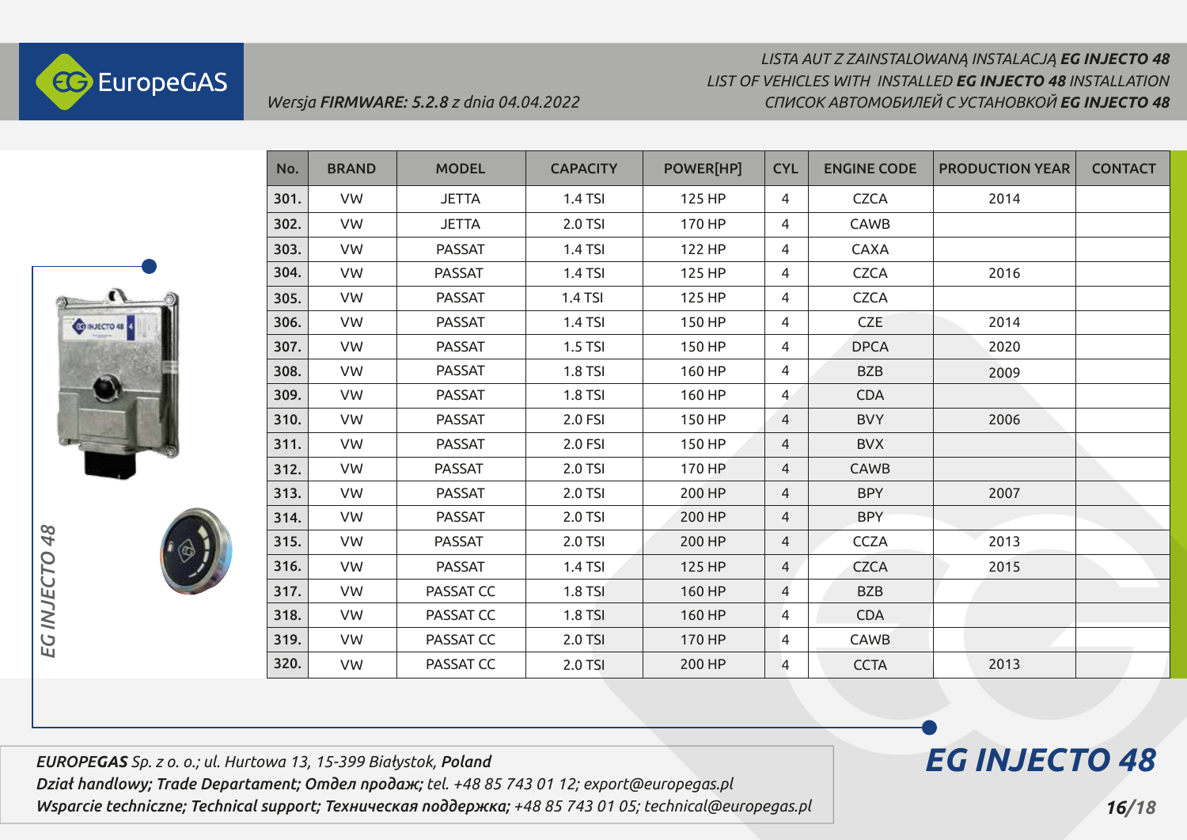LISTA AUT Z ZAINSTALOWANĄ INSTALACJĄ **EG INJECTO 48**
LIST OF VEHICLES WITH INSTALLED **EG INJECTO 48** INSTALLATION
СПИСОК АВТОМОБИЛЕЙ С УСТАНОВКОЙ **EG INJECTO 48**

*Wersja **FIRMWARE: 5.2.8** z dnia 04.04.2022*

| No. | BRAND | MODEL | CAPACITY | POWER[HP] | CYL | ENGINE CODE | PRODUCTION YEAR | CONTACT |
|---|---|---|---|---|---|---|---|---|
| 301. | VW | JETTA | 1.4 TSI | 125 HP | 4 | CZCA | 2014 | |
| 302. | VW | JETTA | 2.0 TSI | 170 HP | 4 | CAWB | | |
| 303. | VW | PASSAT | 1.4 TSI | 122 HP | 4 | CAXA | | |
| 304. | VW | PASSAT | 1.4 TSI | 125 HP | 4 | CZCA | 2016 | |
| 305. | VW | PASSAT | 1.4 TSI | 125 HP | 4 | CZCA | | |
| 306. | VW | PASSAT | 1.4 TSI | 150 HP | 4 | CZE | 2014 | |
| 307. | VW | PASSAT | 1.5 TSI | 150 HP | 4 | DPCA | 2020 | |
| 308. | VW | PASSAT | 1.8 TSI | 160 HP | 4 | BZB | 2009 | |
| 309. | VW | PASSAT | 1.8 TSI | 160 HP | 4 | CDA | | |
| 310. | VW | PASSAT | 2.0 FSI | 150 HP | 4 | BVY | 2006 | |
| 311. | VW | PASSAT | 2.0 FSI | 150 HP | 4 | BVX | | |
| 312. | VW | PASSAT | 2.0 TSI | 170 HP | 4 | CAWB | | |
| 313. | VW | PASSAT | 2.0 TSI | 200 HP | 4 | BPY | 2007 | |
| 314. | VW | PASSAT | 2.0 TSI | 200 HP | 4 | BPY | | |
| 315. | VW | PASSAT | 2.0 TSI | 200 HP | 4 | CCZA | 2013 | |
| 316. | VW | PASSAT | 1.4 TSI | 125 HP | 4 | CZCA | 2015 | |
| 317. | VW | PASSAT CC | 1.8 TSI | 160 HP | 4 | BZB | | |
| 318. | VW | PASSAT CC | 1.8 TSI | 160 HP | 4 | CDA | | |
| 319. | VW | PASSAT CC | 2.0 TSI | 170 HP | 4 | CAWB | | |
| 320. | VW | PASSAT CC | 2.0 TSI | 200 HP | 4 | CCTA | 2013 | |

***EUROPEGAS** Sp. z o. o.; ul. Hurtowa 13, 15-399 Białystok, **Poland***
***Dział handlowy; Trade Departament; Отдел продаж;** tel. +48 85 743 01 12; export@europegas.pl*
***Wsparcie techniczne; Technical support; Техническая поддержка;** +48 85 743 01 05; technical@europegas.pl*

**EG INJECTO 48**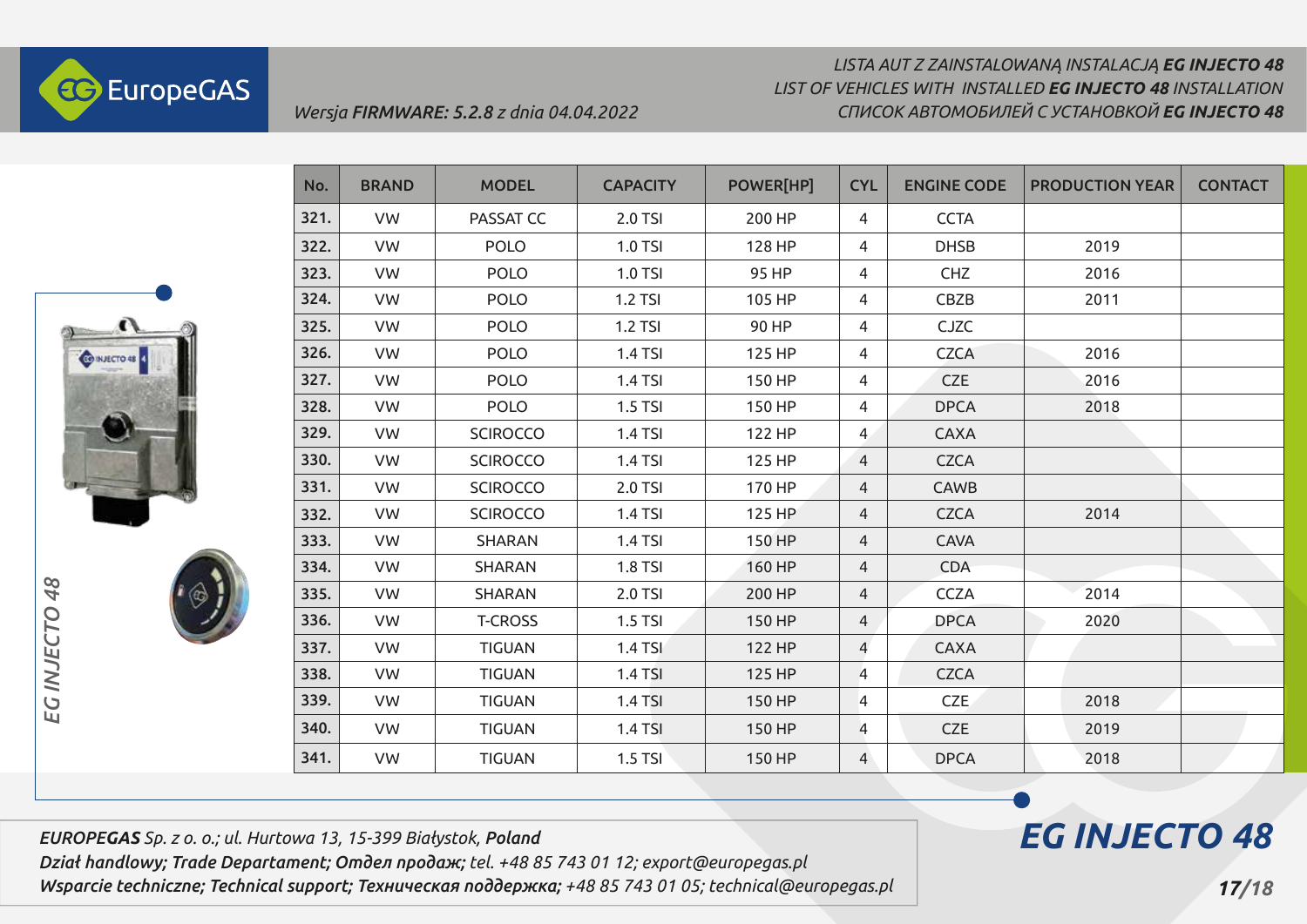LISTA AUT Z ZAINSTALOWANĄ INSTALACJĄ **EG INJECTO 48**
LIST OF VEHICLES WITH INSTALLED **EG INJECTO 48** INSTALLATION
СПИСОК АВТОМОБИЛЕЙ С УСТАНОВКОЙ **EG INJECTO 48**

*Wersja **FIRMWARE: 5.2.8** z dnia 04.04.2022*

| No. | BRAND | MODEL | CAPACITY | POWER[HP] | CYL | ENGINE CODE | PRODUCTION YEAR | CONTACT |
|---|---|---|---|---|---|---|---|---|
| 321. | VW | PASSAT CC | 2.0 TSI | 200 HP | 4 | CCTA | | |
| 322. | VW | POLO | 1.0 TSI | 128 HP | 4 | DHSB | 2019 | |
| 323. | VW | POLO | 1.0 TSI | 95 HP | 4 | CHZ | 2016 | |
| 324. | VW | POLO | 1.2 TSI | 105 HP | 4 | CBZB | 2011 | |
| 325. | VW | POLO | 1.2 TSI | 90 HP | 4 | CJZC | | |
| 326. | VW | POLO | 1.4 TSI | 125 HP | 4 | CZCA | 2016 | |
| 327. | VW | POLO | 1.4 TSI | 150 HP | 4 | CZE | 2016 | |
| 328. | VW | POLO | 1.5 TSI | 150 HP | 4 | DPCA | 2018 | |
| 329. | VW | SCIROCCO | 1.4 TSI | 122 HP | 4 | CAXA | | |
| 330. | VW | SCIROCCO | 1.4 TSI | 125 HP | 4 | CZCA | | |
| 331. | VW | SCIROCCO | 2.0 TSI | 170 HP | 4 | CAWB | | |
| 332. | VW | SCIROCCO | 1.4 TSI | 125 HP | 4 | CZCA | 2014 | |
| 333. | VW | SHARAN | 1.4 TSI | 150 HP | 4 | CAVA | | |
| 334. | VW | SHARAN | 1.8 TSI | 160 HP | 4 | CDA | | |
| 335. | VW | SHARAN | 2.0 TSI | 200 HP | 4 | CCZA | 2014 | |
| 336. | VW | T-CROSS | 1.5 TSI | 150 HP | 4 | DPCA | 2020 | |
| 337. | VW | TIGUAN | 1.4 TSI | 122 HP | 4 | CAXA | | |
| 338. | VW | TIGUAN | 1.4 TSI | 125 HP | 4 | CZCA | | |
| 339. | VW | TIGUAN | 1.4 TSI | 150 HP | 4 | CZE | 2018 | |
| 340. | VW | TIGUAN | 1.4 TSI | 150 HP | 4 | CZE | 2019 | |
| 341. | VW | TIGUAN | 1.5 TSI | 150 HP | 4 | DPCA | 2018 | |

***EUROPEGAS** Sp. z o. o.; ul. Hurtowa 13, 15-399 Białystok, **Poland***
***Dział handlowy; Trade Departament; Отдел продаж;** tel. +48 85 743 01 12; export@europegas.pl*
***Wsparcie techniczne; Technical support; Техническая поддержка;** +48 85 743 01 05; technical@europegas.pl*

**EG INJECTO 48**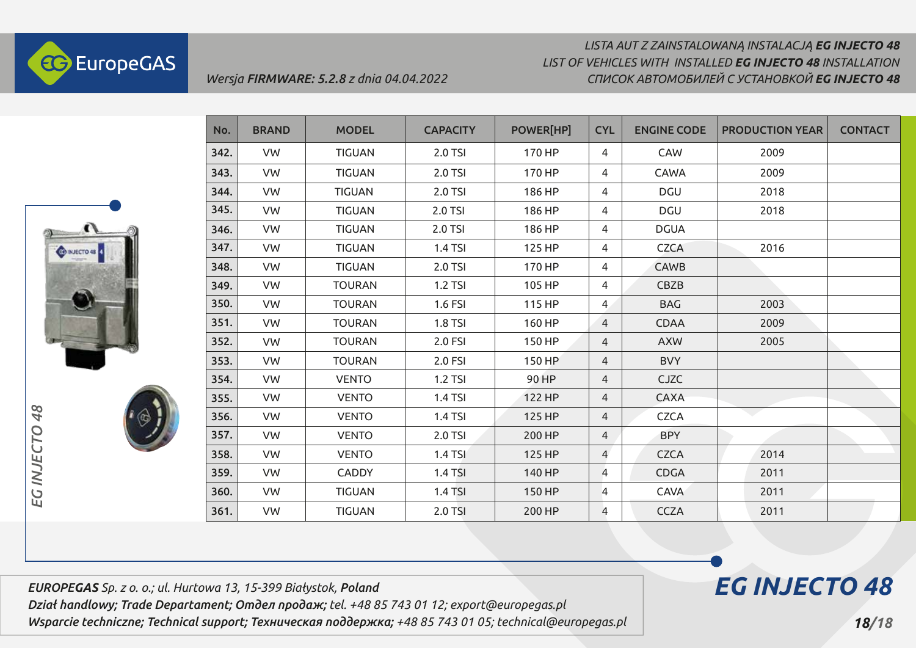LISTA AUT Z ZAINSTALOWANĄ INSTALACJĄ **EG INJECTO 48**
LIST OF VEHICLES WITH INSTALLED **EG INJECTO 48** INSTALLATION
СПИСОК АВТОМОБИЛЕЙ С УСТАНОВКОЙ **EG INJECTO 48**

*Wersja **FIRMWARE: 5.2.8** z dnia 04.04.2022*

| No. | BRAND | MODEL | CAPACITY | POWER[HP] | CYL | ENGINE CODE | PRODUCTION YEAR | CONTACT |
|---|---|---|---|---|---|---|---|---|
| 342. | VW | TIGUAN | 2.0 TSI | 170 HP | 4 | CAW | 2009 | |
| 343. | VW | TIGUAN | 2.0 TSI | 170 HP | 4 | CAWA | 2009 | |
| 344. | VW | TIGUAN | 2.0 TSI | 186 HP | 4 | DGU | 2018 | |
| 345. | VW | TIGUAN | 2.0 TSI | 186 HP | 4 | DGU | 2018 | |
| 346. | VW | TIGUAN | 2.0 TSI | 186 HP | 4 | DGUA | | |
| 347. | VW | TIGUAN | 1.4 TSI | 125 HP | 4 | CZCA | 2016 | |
| 348. | VW | TIGUAN | 2.0 TSI | 170 HP | 4 | CAWB | | |
| 349. | VW | TOURAN | 1.2 TSI | 105 HP | 4 | CBZB | | |
| 350. | VW | TOURAN | 1.6 FSI | 115 HP | 4 | BAG | 2003 | |
| 351. | VW | TOURAN | 1.8 TSI | 160 HP | 4 | CDAA | 2009 | |
| 352. | VW | TOURAN | 2.0 FSI | 150 HP | 4 | AXW | 2005 | |
| 353. | VW | TOURAN | 2.0 FSI | 150 HP | 4 | BVY | | |
| 354. | VW | VENTO | 1.2 TSI | 90 HP | 4 | CJZC | | |
| 355. | VW | VENTO | 1.4 TSI | 122 HP | 4 | CAXA | | |
| 356. | VW | VENTO | 1.4 TSI | 125 HP | 4 | CZCA | | |
| 357. | VW | VENTO | 2.0 TSI | 200 HP | 4 | BPY | | |
| 358. | VW | VENTO | 1.4 TSI | 125 HP | 4 | CZCA | 2014 | |
| 359. | VW | CADDY | 1.4 TSI | 140 HP | 4 | CDGA | 2011 | |
| 360. | VW | TIGUAN | 1.4 TSI | 150 HP | 4 | CAVA | 2011 | |
| 361. | VW | TIGUAN | 2.0 TSI | 200 HP | 4 | CCZA | 2011 | |

*EG INJECTO 48*

***EUROPEGAS** Sp. z o. o.; ul. Hurtowa 13, 15-399 Białystok, **Poland***
***Dział handlowy; Trade Departament; Отдел продаж;** tel. +48 85 743 01 12; export@europegas.pl*
***Wsparcie techniczne; Technical support; Техническая поддержка;** +48 85 743 01 05; technical@europegas.pl*

**EG INJECTO 48**